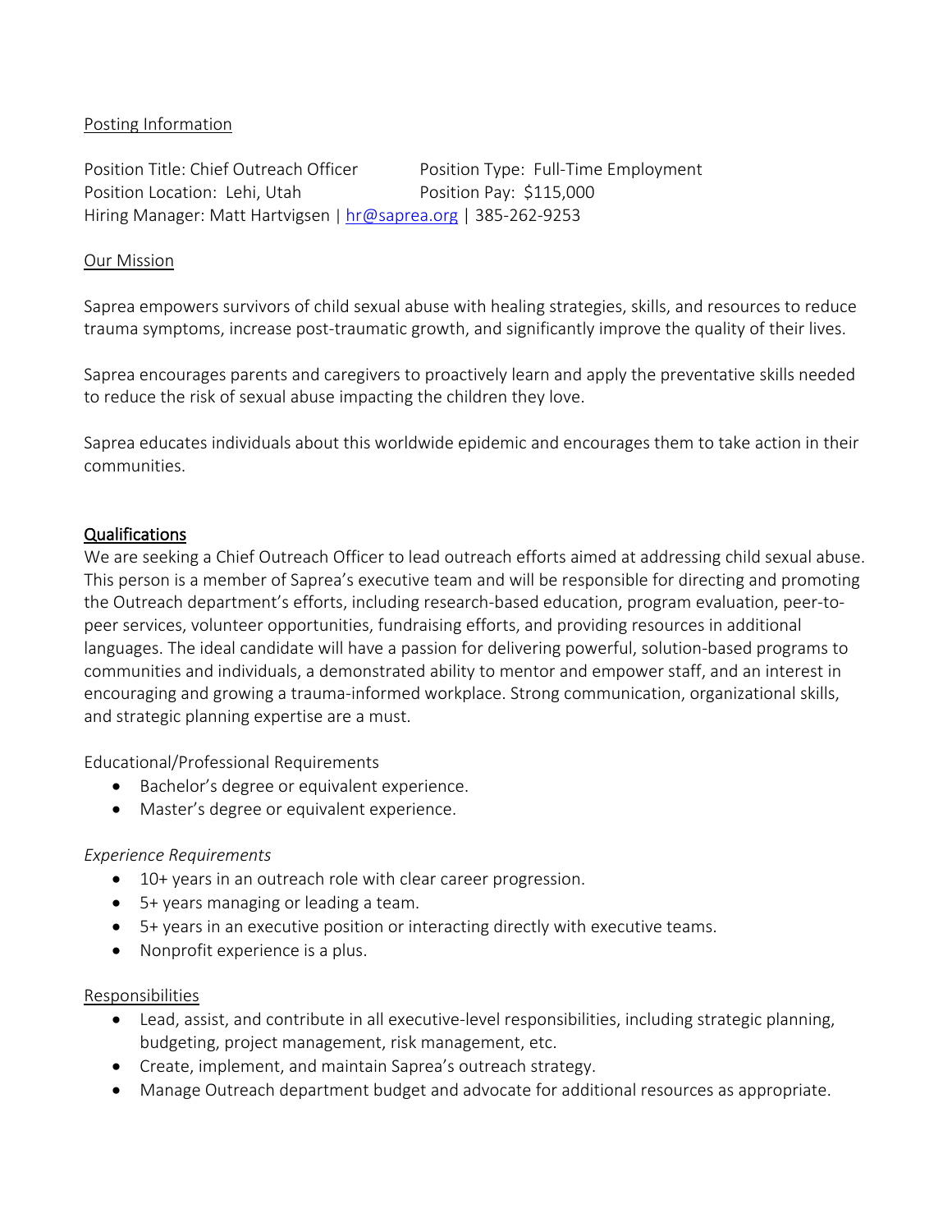## Posting Information

Position Title: Chief Outreach Officer
Position Type: Full-Time Employment
Position Location: Lehi, Utah
Position Pay: $115,000
Hiring Manager: Matt Hartvigsen | hr@saprea.org | 385-262-9253

## Our Mission

Saprea empowers survivors of child sexual abuse with healing strategies, skills, and resources to reduce trauma symptoms, increase post-traumatic growth, and significantly improve the quality of their lives.

Saprea encourages parents and caregivers to proactively learn and apply the preventative skills needed to reduce the risk of sexual abuse impacting the children they love.

Saprea educates individuals about this worldwide epidemic and encourages them to take action in their communities.

## Qualifications

We are seeking a Chief Outreach Officer to lead outreach efforts aimed at addressing child sexual abuse. This person is a member of Saprea's executive team and will be responsible for directing and promoting the Outreach department's efforts, including research-based education, program evaluation, peer-to-peer services, volunteer opportunities, fundraising efforts, and providing resources in additional languages. The ideal candidate will have a passion for delivering powerful, solution-based programs to communities and individuals, a demonstrated ability to mentor and empower staff, and an interest in encouraging and growing a trauma-informed workplace. Strong communication, organizational skills, and strategic planning expertise are a must.

### Educational/Professional Requirements

- Bachelor's degree or equivalent experience.
- Master's degree or equivalent experience.

### *Experience Requirements*

- 10+ years in an outreach role with clear career progression.
- 5+ years managing or leading a team.
- 5+ years in an executive position or interacting directly with executive teams.
- Nonprofit experience is a plus.

## Responsibilities

- Lead, assist, and contribute in all executive-level responsibilities, including strategic planning, budgeting, project management, risk management, etc.
- Create, implement, and maintain Saprea's outreach strategy.
- Manage Outreach department budget and advocate for additional resources as appropriate.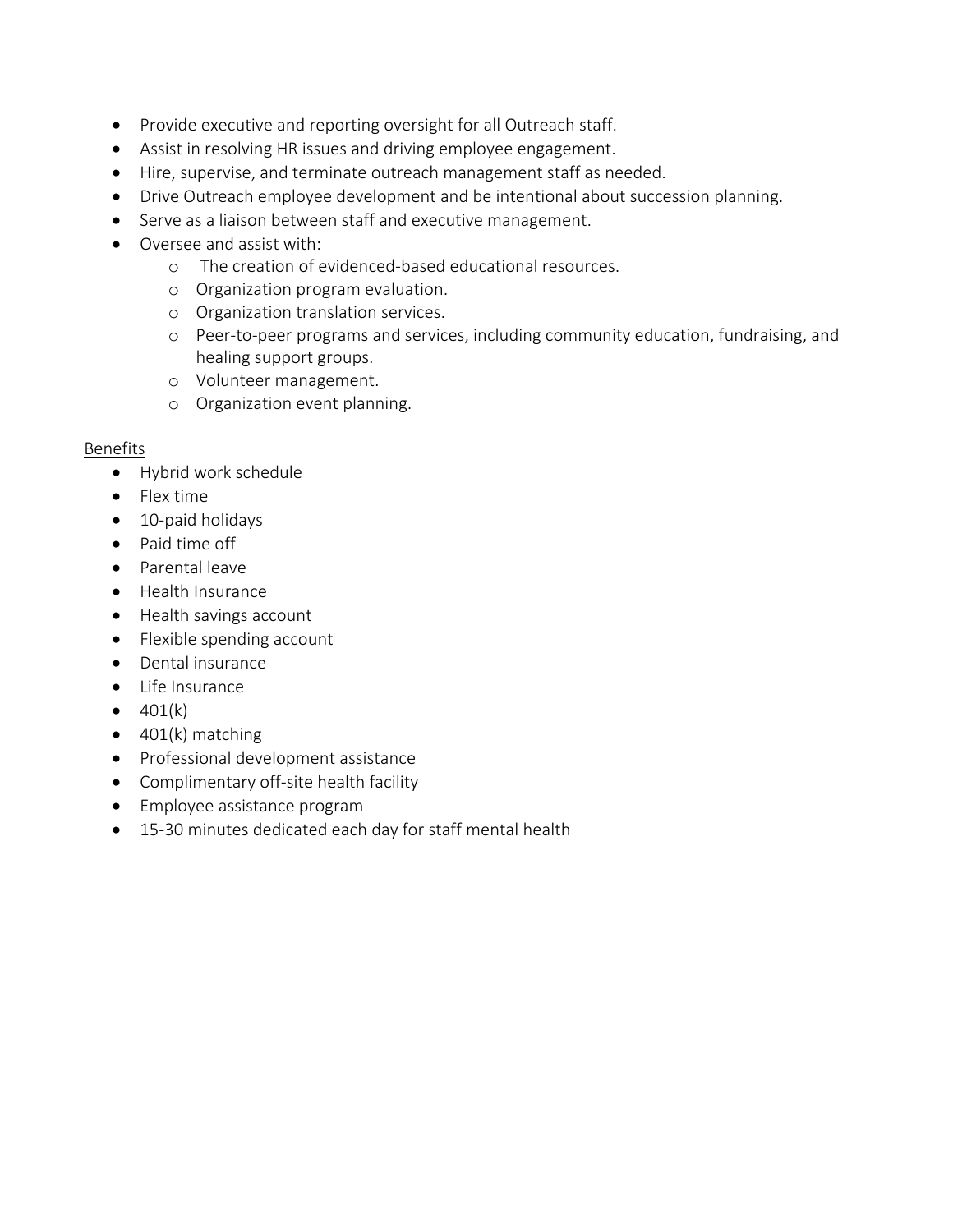- Provide executive and reporting oversight for all Outreach staff.
- Assist in resolving HR issues and driving employee engagement.
- Hire, supervise, and terminate outreach management staff as needed.
- Drive Outreach employee development and be intentional about succession planning.
- Serve as a liaison between staff and executive management.
- Oversee and assist with:
    - The creation of evidenced-based educational resources.
    - Organization program evaluation.
    - Organization translation services.
    - Peer-to-peer programs and services, including community education, fundraising, and healing support groups.
    - Volunteer management.
    - Organization event planning.

Benefits

- Hybrid work schedule
- Flex time
- 10-paid holidays
- Paid time off
- Parental leave
- Health Insurance
- Health savings account
- Flexible spending account
- Dental insurance
- Life Insurance
- 401(k)
- 401(k) matching
- Professional development assistance
- Complimentary off-site health facility
- Employee assistance program
- 15-30 minutes dedicated each day for staff mental health